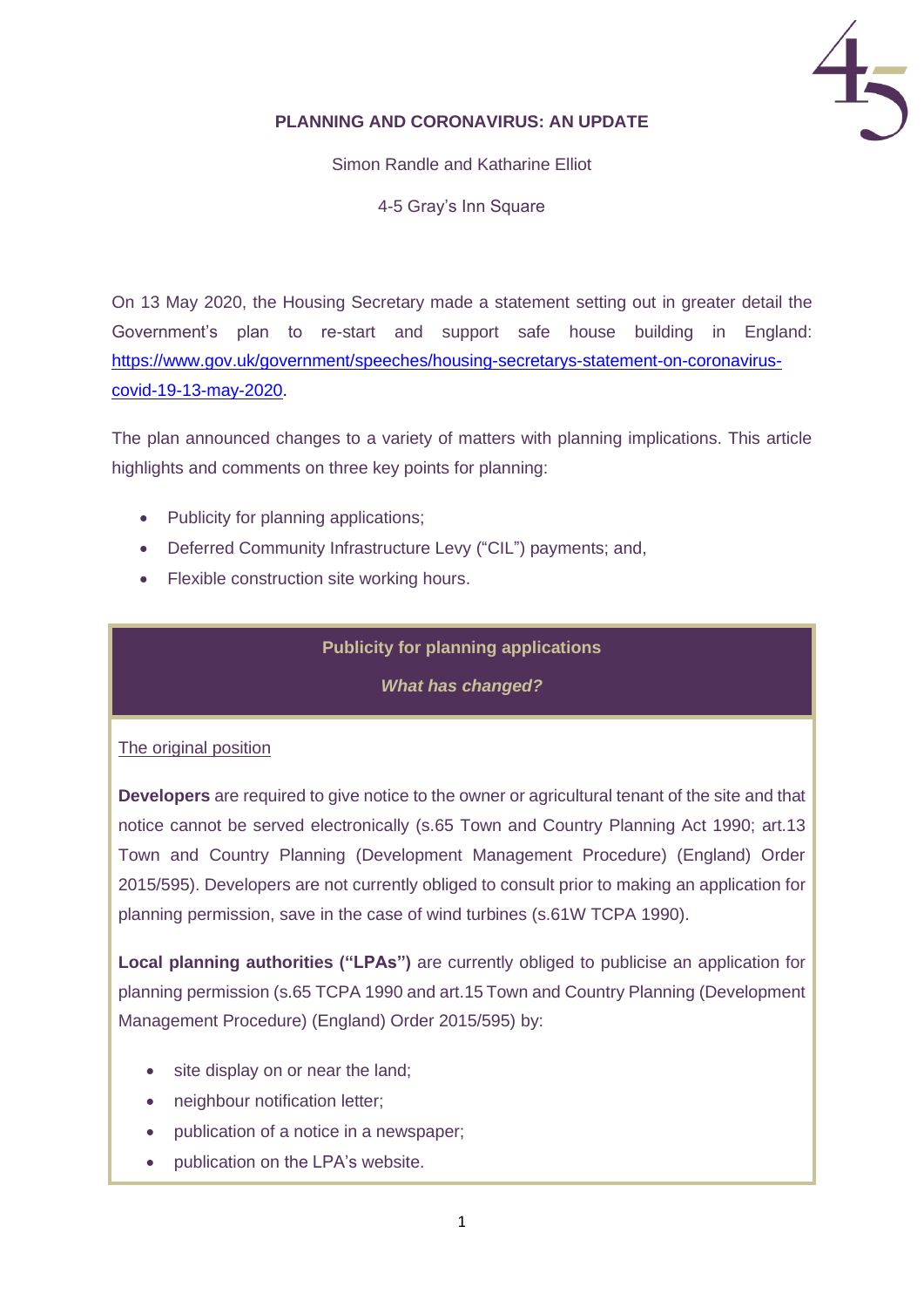# PLANNING AND CORONAVIRUS: AN UPDATE

Simon Randle and Katharine Elliot

4-5 Gray's Inn Square

On 13 May 2020, the Housing Secretary made a statement setting out in greater detail the Government's plan to re-start and support safe house building in England: [https://www.gov.uk/government/speeches/housing-secretarys-statement-on-coronavirus-covid-19-13-may-2020](https://www.gov.uk/government/speeches/housing-secretarys-statement-on-coronavirus-covid-19-13-may-2020).

The plan announced changes to a variety of matters with planning implications. This article highlights and comments on three key points for planning:

- Publicity for planning applications;
- Deferred Community Infrastructure Levy ("CIL") payments; and,
- Flexible construction site working hours.

## Publicity for planning applications

### *What has changed?*

<u>The original position</u>

**Developers** are required to give notice to the owner or agricultural tenant of the site and that notice cannot be served electronically (s.65 Town and Country Planning Act 1990; art.13 Town and Country Planning (Development Management Procedure) (England) Order 2015/595). Developers are not currently obliged to consult prior to making an application for planning permission, save in the case of wind turbines (s.61W TCPA 1990).

**Local planning authorities ("LPAs")** are currently obliged to publicise an application for planning permission (s.65 TCPA 1990 and art.15 Town and Country Planning (Development Management Procedure) (England) Order 2015/595) by:

- site display on or near the land;
- neighbour notification letter;
- publication of a notice in a newspaper;
- publication on the LPA's website.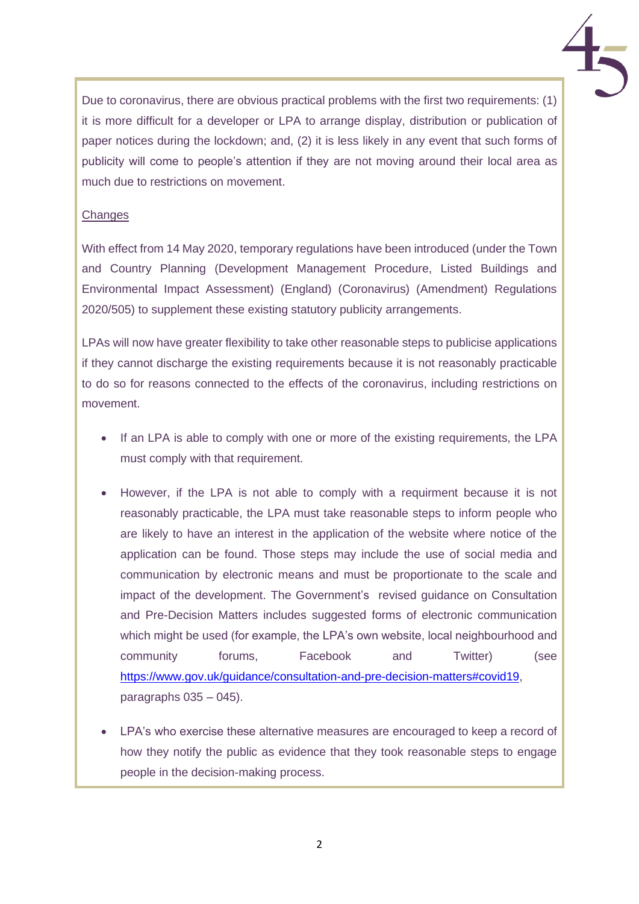Due to coronavirus, there are obvious practical problems with the first two requirements: (1) it is more difficult for a developer or LPA to arrange display, distribution or publication of paper notices during the lockdown; and, (2) it is less likely in any event that such forms of publicity will come to people's attention if they are not moving around their local area as much due to restrictions on movement.

<u>Changes</u>

With effect from 14 May 2020, temporary regulations have been introduced (under the Town and Country Planning (Development Management Procedure, Listed Buildings and Environmental Impact Assessment) (England) (Coronavirus) (Amendment) Regulations 2020/505) to supplement these existing statutory publicity arrangements.

LPAs will now have greater flexibility to take other reasonable steps to publicise applications if they cannot discharge the existing requirements because it is not reasonably practicable to do so for reasons connected to the effects of the coronavirus, including restrictions on movement.

- If an LPA is able to comply with one or more of the existing requirements, the LPA must comply with that requirement.
- However, if the LPA is not able to comply with a requirment because it is not reasonably practicable, the LPA must take reasonable steps to inform people who are likely to have an interest in the application of the website where notice of the application can be found. Those steps may include the use of social media and communication by electronic means and must be proportionate to the scale and impact of the development. The Government's revised guidance on Consultation and Pre-Decision Matters includes suggested forms of electronic communication which might be used (for example, the LPA's own website, local neighbourhood and community forums, Facebook and Twitter) (see https://www.gov.uk/guidance/consultation-and-pre-decision-matters#covid19, paragraphs 035 – 045).
- LPA's who exercise these alternative measures are encouraged to keep a record of how they notify the public as evidence that they took reasonable steps to engage people in the decision-making process.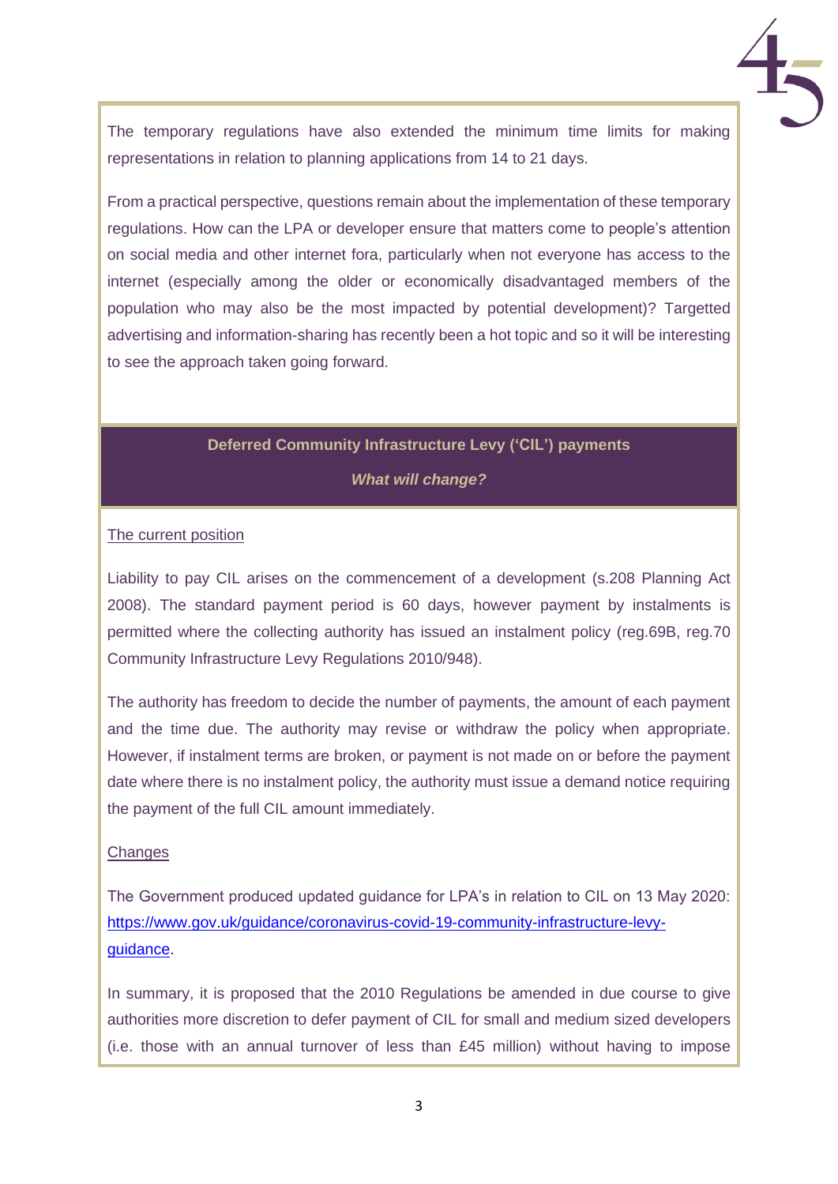The temporary regulations have also extended the minimum time limits for making representations in relation to planning applications from 14 to 21 days.

From a practical perspective, questions remain about the implementation of these temporary regulations. How can the LPA or developer ensure that matters come to people's attention on social media and other internet fora, particularly when not everyone has access to the internet (especially among the older or economically disadvantaged members of the population who may also be the most impacted by potential development)? Targetted advertising and information-sharing has recently been a hot topic and so it will be interesting to see the approach taken going forward.

## Deferred Community Infrastructure Levy ('CIL') payments

***What will change?***

The current position

Liability to pay CIL arises on the commencement of a development (s.208 Planning Act 2008). The standard payment period is 60 days, however payment by instalments is permitted where the collecting authority has issued an instalment policy (reg.69B, reg.70 Community Infrastructure Levy Regulations 2010/948).

The authority has freedom to decide the number of payments, the amount of each payment and the time due. The authority may revise or withdraw the policy when appropriate. However, if instalment terms are broken, or payment is not made on or before the payment date where there is no instalment policy, the authority must issue a demand notice requiring the payment of the full CIL amount immediately.

Changes

The Government produced updated guidance for LPA's in relation to CIL on 13 May 2020: [https://www.gov.uk/guidance/coronavirus-covid-19-community-infrastructure-levy-guidance](https://www.gov.uk/guidance/coronavirus-covid-19-community-infrastructure-levy-guidance).

In summary, it is proposed that the 2010 Regulations be amended in due course to give authorities more discretion to defer payment of CIL for small and medium sized developers (i.e. those with an annual turnover of less than £45 million) without having to impose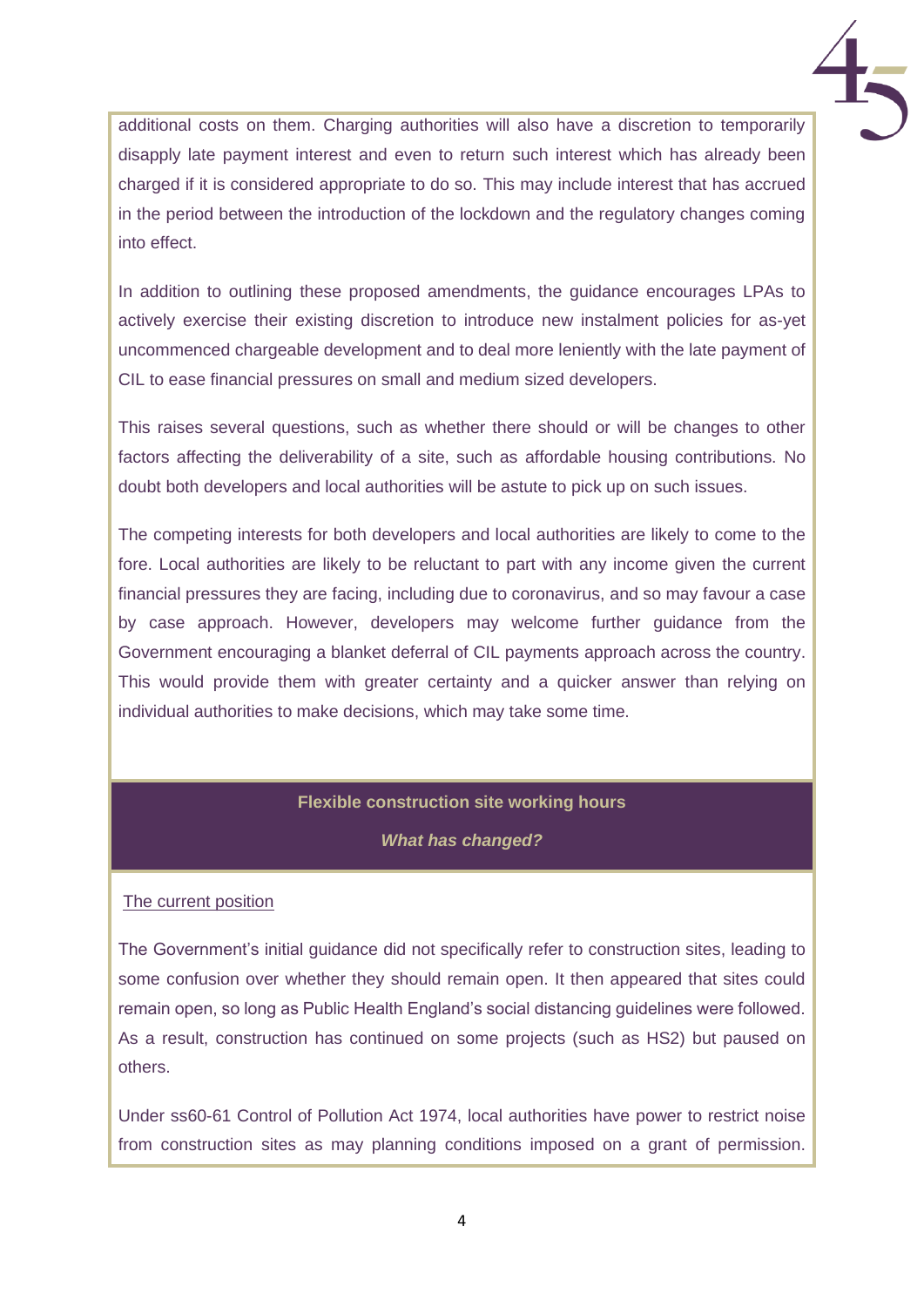additional costs on them. Charging authorities will also have a discretion to temporarily disapply late payment interest and even to return such interest which has already been charged if it is considered appropriate to do so. This may include interest that has accrued in the period between the introduction of the lockdown and the regulatory changes coming into effect.

In addition to outlining these proposed amendments, the guidance encourages LPAs to actively exercise their existing discretion to introduce new instalment policies for as-yet uncommenced chargeable development and to deal more leniently with the late payment of CIL to ease financial pressures on small and medium sized developers.

This raises several questions, such as whether there should or will be changes to other factors affecting the deliverability of a site, such as affordable housing contributions. No doubt both developers and local authorities will be astute to pick up on such issues.

The competing interests for both developers and local authorities are likely to come to the fore. Local authorities are likely to be reluctant to part with any income given the current financial pressures they are facing, including due to coronavirus, and so may favour a case by case approach. However, developers may welcome further guidance from the Government encouraging a blanket deferral of CIL payments approach across the country. This would provide them with greater certainty and a quicker answer than relying on individual authorities to make decisions, which may take some time.

## Flexible construction site working hours

***What has changed?***

The current position

The Government's initial guidance did not specifically refer to construction sites, leading to some confusion over whether they should remain open. It then appeared that sites could remain open, so long as Public Health England's social distancing guidelines were followed. As a result, construction has continued on some projects (such as HS2) but paused on others.

Under ss60-61 Control of Pollution Act 1974, local authorities have power to restrict noise from construction sites as may planning conditions imposed on a grant of permission.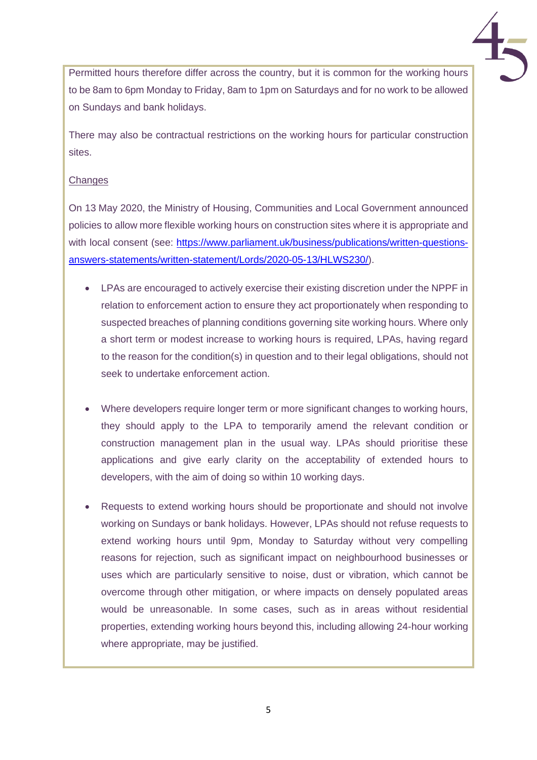Permitted hours therefore differ across the country, but it is common for the working hours to be 8am to 6pm Monday to Friday, 8am to 1pm on Saturdays and for no work to be allowed on Sundays and bank holidays.

There may also be contractual restrictions on the working hours for particular construction sites.

<u>Changes</u>

On 13 May 2020, the Ministry of Housing, Communities and Local Government announced policies to allow more flexible working hours on construction sites where it is appropriate and with local consent (see: [https://www.parliament.uk/business/publications/written-questions-answers-statements/written-statement/Lords/2020-05-13/HLWS230/](https://www.parliament.uk/business/publications/written-questions-answers-statements/written-statement/Lords/2020-05-13/HLWS230/)).

- LPAs are encouraged to actively exercise their existing discretion under the NPPF in relation to enforcement action to ensure they act proportionately when responding to suspected breaches of planning conditions governing site working hours. Where only a short term or modest increase to working hours is required, LPAs, having regard to the reason for the condition(s) in question and to their legal obligations, should not seek to undertake enforcement action.

- Where developers require longer term or more significant changes to working hours, they should apply to the LPA to temporarily amend the relevant condition or construction management plan in the usual way. LPAs should prioritise these applications and give early clarity on the acceptability of extended hours to developers, with the aim of doing so within 10 working days.

- Requests to extend working hours should be proportionate and should not involve working on Sundays or bank holidays. However, LPAs should not refuse requests to extend working hours until 9pm, Monday to Saturday without very compelling reasons for rejection, such as significant impact on neighbourhood businesses or uses which are particularly sensitive to noise, dust or vibration, which cannot be overcome through other mitigation, or where impacts on densely populated areas would be unreasonable. In some cases, such as in areas without residential properties, extending working hours beyond this, including allowing 24-hour working where appropriate, may be justified.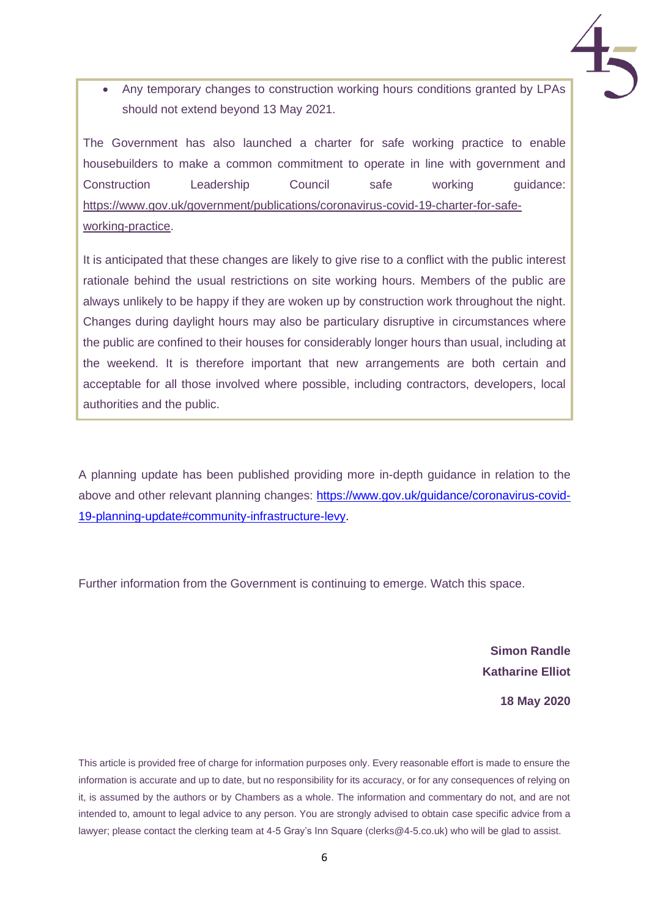- Any temporary changes to construction working hours conditions granted by LPAs should not extend beyond 13 May 2021.

The Government has also launched a charter for safe working practice to enable housebuilders to make a common commitment to operate in line with government and Construction Leadership Council safe working guidance: https://www.gov.uk/government/publications/coronavirus-covid-19-charter-for-safe-working-practice.

It is anticipated that these changes are likely to give rise to a conflict with the public interest rationale behind the usual restrictions on site working hours. Members of the public are always unlikely to be happy if they are woken up by construction work throughout the night. Changes during daylight hours may also be particulary disruptive in circumstances where the public are confined to their houses for considerably longer hours than usual, including at the weekend. It is therefore important that new arrangements are both certain and acceptable for all those involved where possible, including contractors, developers, local authorities and the public.

A planning update has been published providing more in-depth guidance in relation to the above and other relevant planning changes: https://www.gov.uk/guidance/coronavirus-covid-19-planning-update#community-infrastructure-levy.

Further information from the Government is continuing to emerge. Watch this space.

**Simon Randle**
**Katharine Elliot**

**18 May 2020**

This article is provided free of charge for information purposes only. Every reasonable effort is made to ensure the information is accurate and up to date, but no responsibility for its accuracy, or for any consequences of relying on it, is assumed by the authors or by Chambers as a whole. The information and commentary do not, and are not intended to, amount to legal advice to any person. You are strongly advised to obtain case specific advice from a lawyer; please contact the clerking team at 4-5 Gray's Inn Square (clerks@4-5.co.uk) who will be glad to assist.